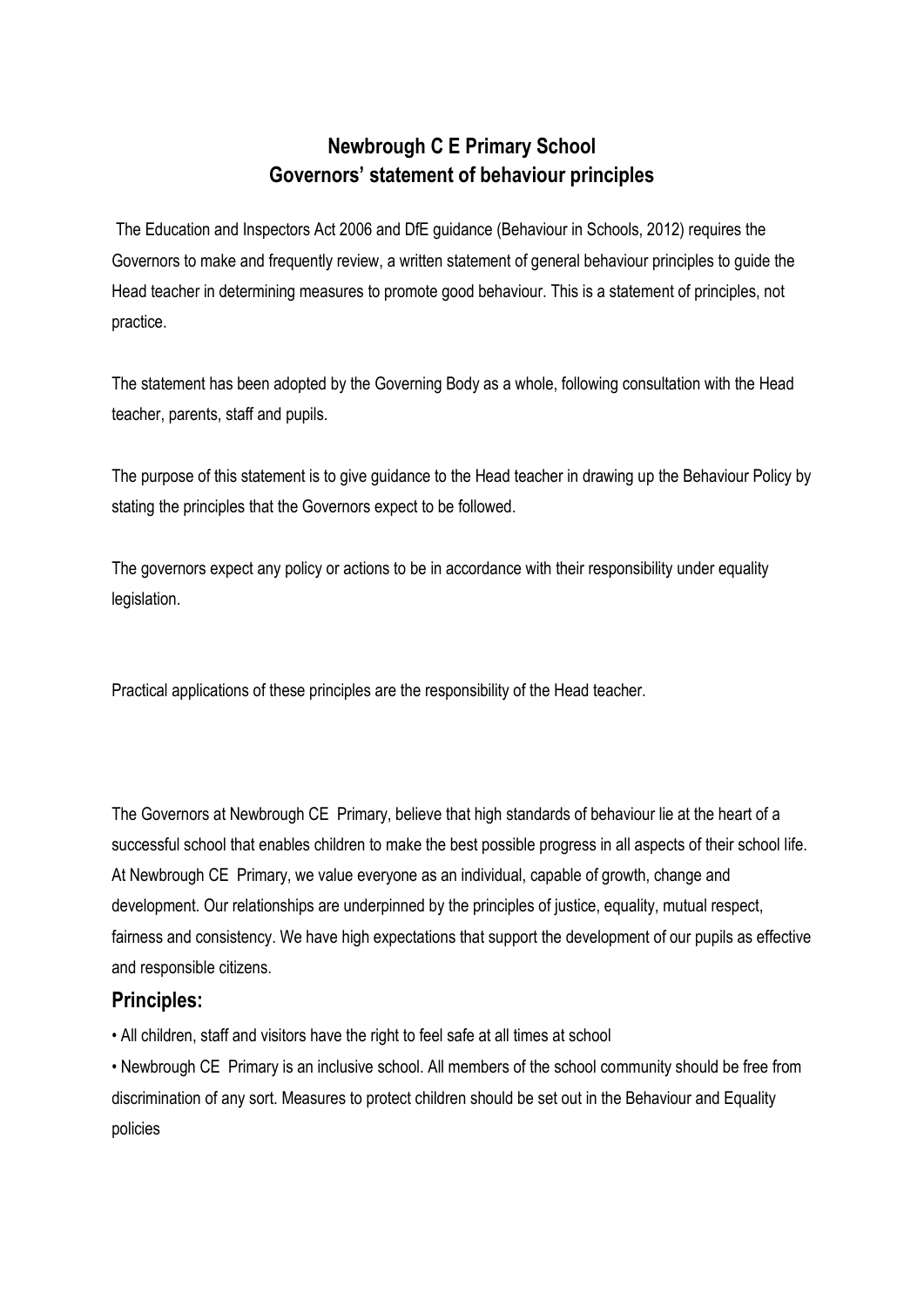# Newbrough C E Primary School
# Governors' statement of behaviour principles

The Education and Inspectors Act 2006 and DfE guidance (Behaviour in Schools, 2012) requires the Governors to make and frequently review, a written statement of general behaviour principles to guide the Head teacher in determining measures to promote good behaviour. This is a statement of principles, not practice.

The statement has been adopted by the Governing Body as a whole, following consultation with the Head teacher, parents, staff and pupils.

The purpose of this statement is to give guidance to the Head teacher in drawing up the Behaviour Policy by stating the principles that the Governors expect to be followed.

The governors expect any policy or actions to be in accordance with their responsibility under equality legislation.

Practical applications of these principles are the responsibility of the Head teacher.

The Governors at Newbrough CE Primary, believe that high standards of behaviour lie at the heart of a successful school that enables children to make the best possible progress in all aspects of their school life. At Newbrough CE Primary, we value everyone as an individual, capable of growth, change and development. Our relationships are underpinned by the principles of justice, equality, mutual respect, fairness and consistency. We have high expectations that support the development of our pupils as effective and responsible citizens.

## Principles:

- All children, staff and visitors have the right to feel safe at all times at school
- Newbrough CE Primary is an inclusive school. All members of the school community should be free from discrimination of any sort. Measures to protect children should be set out in the Behaviour and Equality policies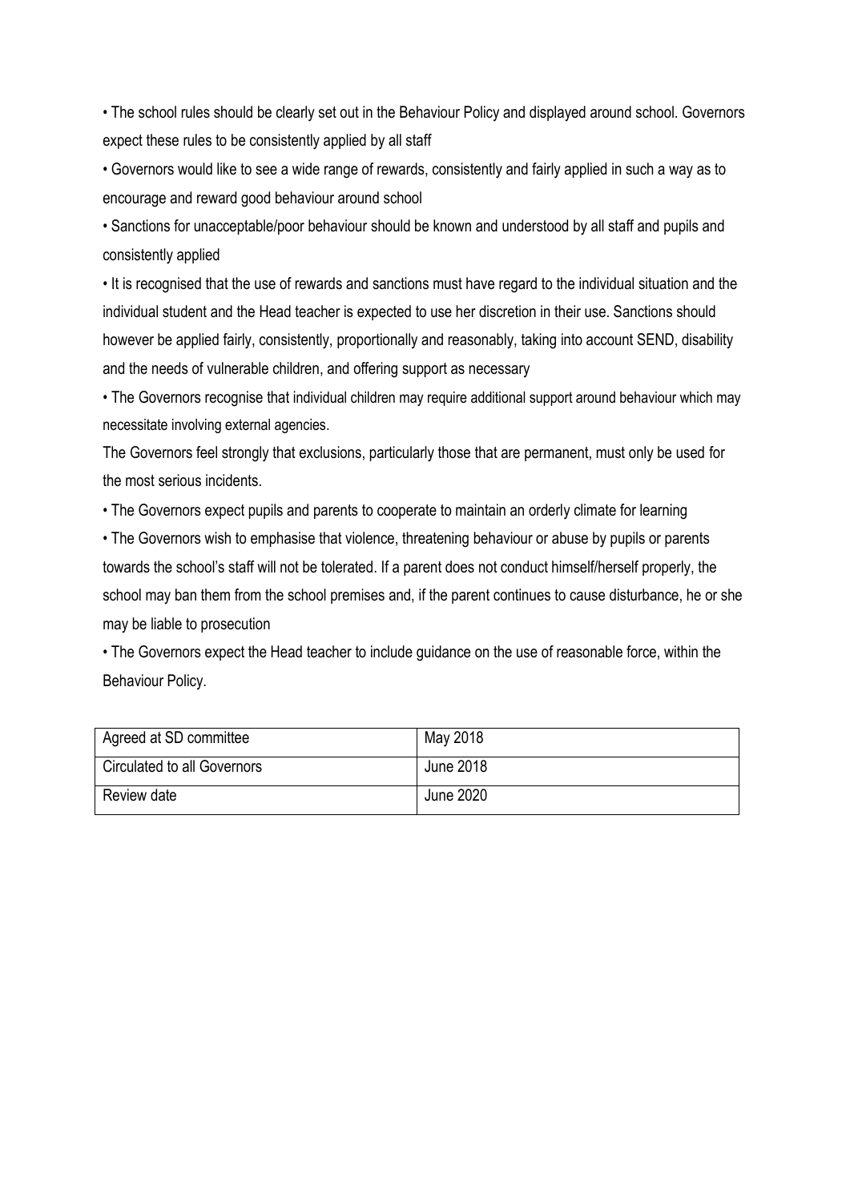- The school rules should be clearly set out in the Behaviour Policy and displayed around school. Governors expect these rules to be consistently applied by all staff
- Governors would like to see a wide range of rewards, consistently and fairly applied in such a way as to encourage and reward good behaviour around school
- Sanctions for unacceptable/poor behaviour should be known and understood by all staff and pupils and consistently applied
- It is recognised that the use of rewards and sanctions must have regard to the individual situation and the individual student and the Head teacher is expected to use her discretion in their use. Sanctions should however be applied fairly, consistently, proportionally and reasonably, taking into account SEND, disability and the needs of vulnerable children, and offering support as necessary
- The Governors recognise that individual children may require additional support around behaviour which may necessitate involving external agencies.

The Governors feel strongly that exclusions, particularly those that are permanent, must only be used for the most serious incidents.

- The Governors expect pupils and parents to cooperate to maintain an orderly climate for learning
- The Governors wish to emphasise that violence, threatening behaviour or abuse by pupils or parents towards the school's staff will not be tolerated. If a parent does not conduct himself/herself properly, the school may ban them from the school premises and, if the parent continues to cause disturbance, he or she may be liable to prosecution
- The Governors expect the Head teacher to include guidance on the use of reasonable force, within the Behaviour Policy.

| | |
|---|---|
| Agreed at SD committee | May 2018 |
| Circulated to all Governors | June 2018 |
| Review date | June 2020 |